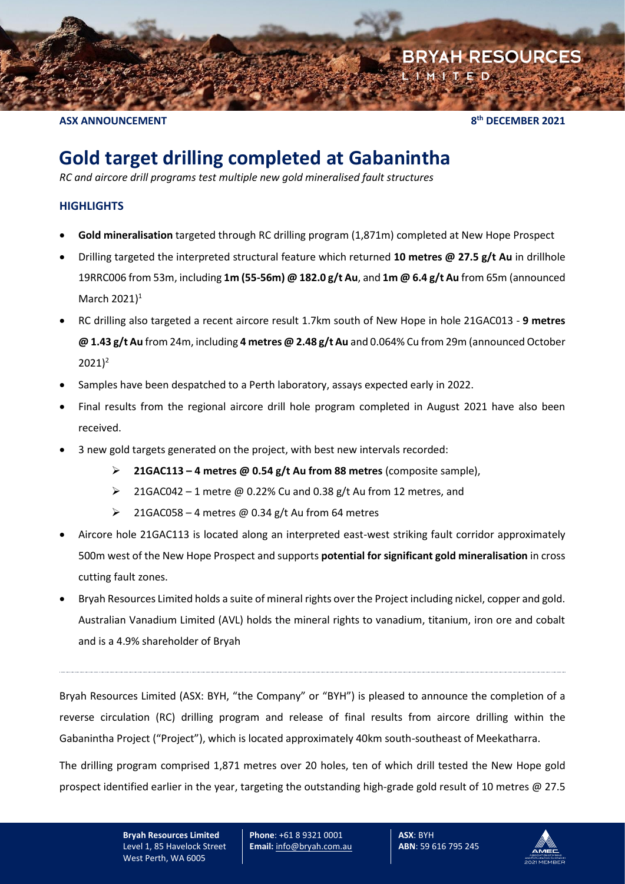**ASX ANNOUNCEMENT** **8th DECEMBER 2021**

# Gold target drilling completed at Gabanintha

*RC and aircore drill programs test multiple new gold mineralised fault structures*

## HIGHLIGHTS

- **Gold mineralisation** targeted through RC drilling program (1,871m) completed at New Hope Prospect
- Drilling targeted the interpreted structural feature which returned **10 metres @ 27.5 g/t Au** in drillhole 19RRC006 from 53m, including **1m (55-56m) @ 182.0 g/t Au**, and **1m @ 6.4 g/t Au** from 65m (announced March 2021)[1]
- RC drilling also targeted a recent aircore result 1.7km south of New Hope in hole 21GAC013 - **9 metres @ 1.43 g/t Au** from 24m, including **4 metres @ 2.48 g/t Au** and 0.064% Cu from 29m (announced October 2021)[2]
- Samples have been despatched to a Perth laboratory, assays expected early in 2022.
- Final results from the regional aircore drill hole program completed in August 2021 have also been received.
- 3 new gold targets generated on the project, with best new intervals recorded:
  - **21GAC113 – 4 metres @ 0.54 g/t Au from 88 metres** (composite sample),
  - 21GAC042 – 1 metre @ 0.22% Cu and 0.38 g/t Au from 12 metres, and
  - 21GAC058 – 4 metres @ 0.34 g/t Au from 64 metres
- Aircore hole 21GAC113 is located along an interpreted east-west striking fault corridor approximately 500m west of the New Hope Prospect and supports **potential for significant gold mineralisation** in cross cutting fault zones.
- Bryah Resources Limited holds a suite of mineral rights over the Project including nickel, copper and gold. Australian Vanadium Limited (AVL) holds the mineral rights to vanadium, titanium, iron ore and cobalt and is a 4.9% shareholder of Bryah

---

Bryah Resources Limited (ASX: BYH, "the Company" or "BYH") is pleased to announce the completion of a reverse circulation (RC) drilling program and release of final results from aircore drilling within the Gabanintha Project ("Project"), which is located approximately 40km south-southeast of Meekatharra.

The drilling program comprised 1,871 metres over 20 holes, ten of which drill tested the New Hope gold prospect identified earlier in the year, targeting the outstanding high-grade gold result of 10 metres @ 27.5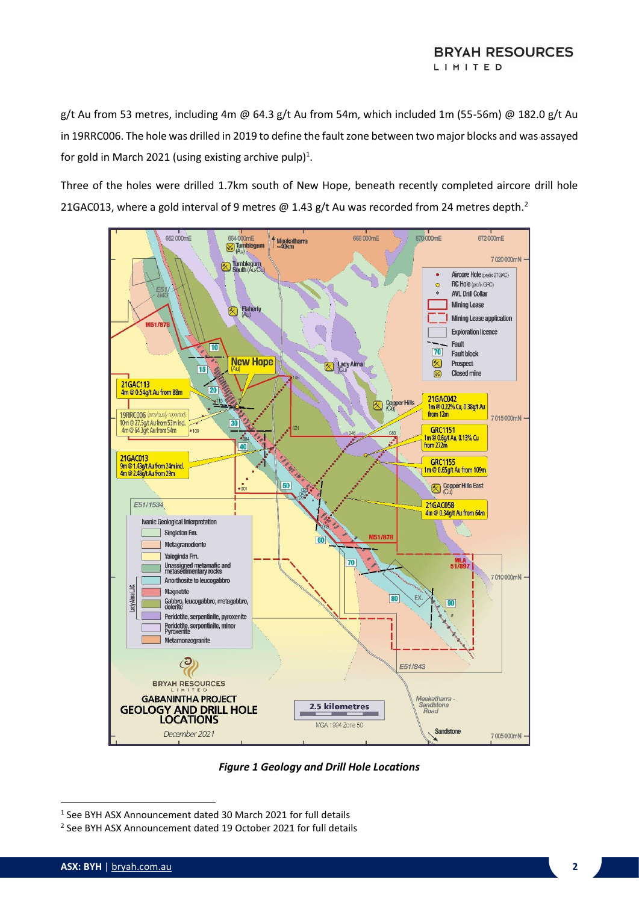g/t Au from 53 metres, including 4m @ 64.3 g/t Au from 54m, which included 1m (55-56m) @ 182.0 g/t Au in 19RRC006. The hole was drilled in 2019 to define the fault zone between two major blocks and was assayed for gold in March 2021 (using existing archive pulp)[1].

Three of the holes were drilled 1.7km south of New Hope, beneath recently completed aircore drill hole 21GAC013, where a gold interval of 9 metres @ 1.43 g/t Au was recorded from 24 metres depth.[2]

*Figure 1 Geology and Drill Hole Locations*

[1] See BYH ASX Announcement dated 30 March 2021 for full details

[2] See BYH ASX Announcement dated 19 October 2021 for full details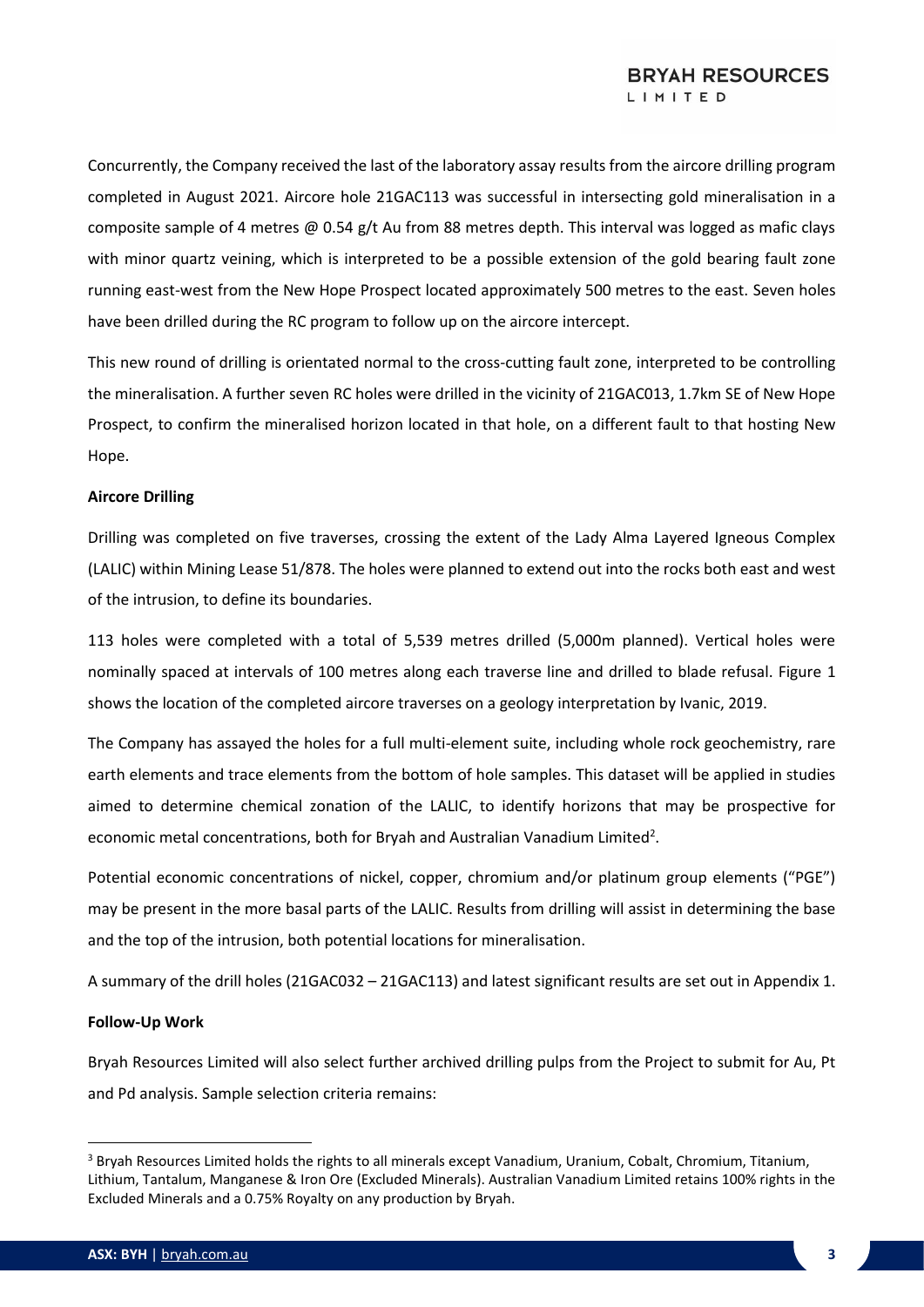Concurrently, the Company received the last of the laboratory assay results from the aircore drilling program completed in August 2021. Aircore hole 21GAC113 was successful in intersecting gold mineralisation in a composite sample of 4 metres @ 0.54 g/t Au from 88 metres depth. This interval was logged as mafic clays with minor quartz veining, which is interpreted to be a possible extension of the gold bearing fault zone running east-west from the New Hope Prospect located approximately 500 metres to the east. Seven holes have been drilled during the RC program to follow up on the aircore intercept.

This new round of drilling is orientated normal to the cross-cutting fault zone, interpreted to be controlling the mineralisation. A further seven RC holes were drilled in the vicinity of 21GAC013, 1.7km SE of New Hope Prospect, to confirm the mineralised horizon located in that hole, on a different fault to that hosting New Hope.

**Aircore Drilling**

Drilling was completed on five traverses, crossing the extent of the Lady Alma Layered Igneous Complex (LALIC) within Mining Lease 51/878. The holes were planned to extend out into the rocks both east and west of the intrusion, to define its boundaries.

113 holes were completed with a total of 5,539 metres drilled (5,000m planned). Vertical holes were nominally spaced at intervals of 100 metres along each traverse line and drilled to blade refusal. Figure 1 shows the location of the completed aircore traverses on a geology interpretation by Ivanic, 2019.

The Company has assayed the holes for a full multi-element suite, including whole rock geochemistry, rare earth elements and trace elements from the bottom of hole samples. This dataset will be applied in studies aimed to determine chemical zonation of the LALIC, to identify horizons that may be prospective for economic metal concentrations, both for Bryah and Australian Vanadium Limited[2].

Potential economic concentrations of nickel, copper, chromium and/or platinum group elements ("PGE") may be present in the more basal parts of the LALIC. Results from drilling will assist in determining the base and the top of the intrusion, both potential locations for mineralisation.

A summary of the drill holes (21GAC032 – 21GAC113) and latest significant results are set out in Appendix 1.

**Follow-Up Work**

Bryah Resources Limited will also select further archived drilling pulps from the Project to submit for Au, Pt and Pd analysis. Sample selection criteria remains:

---

[3] Bryah Resources Limited holds the rights to all minerals except Vanadium, Uranium, Cobalt, Chromium, Titanium, Lithium, Tantalum, Manganese & Iron Ore (Excluded Minerals). Australian Vanadium Limited retains 100% rights in the Excluded Minerals and a 0.75% Royalty on any production by Bryah.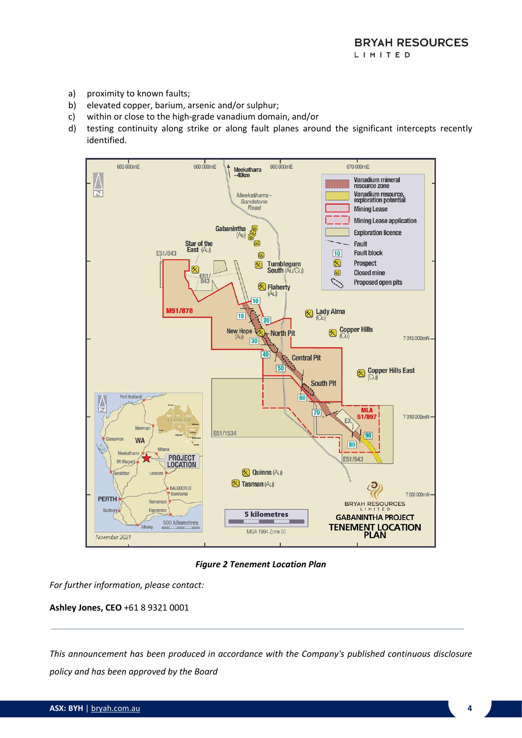a) proximity to known faults;
b) elevated copper, barium, arsenic and/or sulphur;
c) within or close to the high-grade vanadium domain, and/or
d) testing continuity along strike or along fault planes around the significant intercepts recently identified.

***Figure 2 Tenement Location Plan***

*For further information, please contact:*

**Ashley Jones, CEO** +61 8 9321 0001

---

*This announcement has been produced in accordance with the Company's published continuous disclosure policy and has been approved by the Board*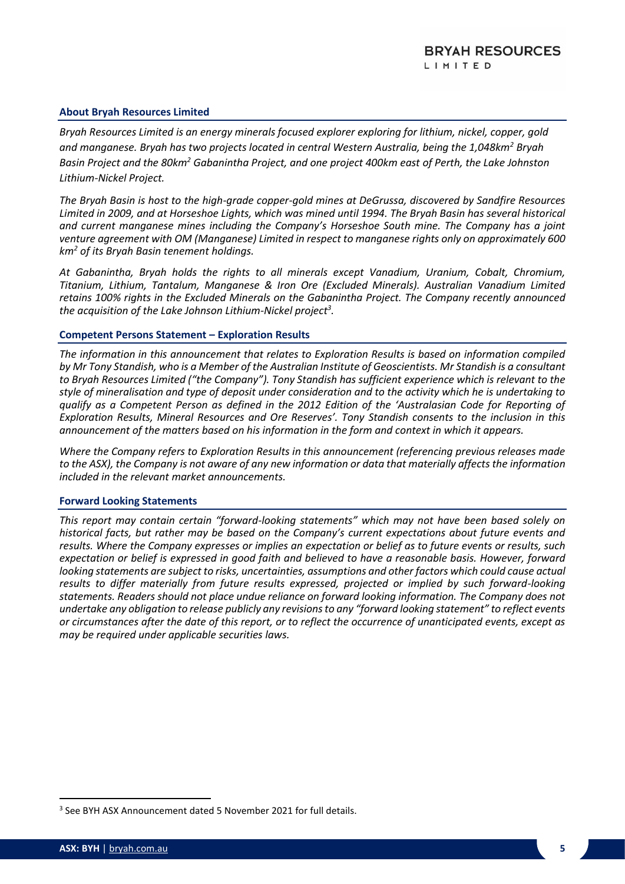## About Bryah Resources Limited

*Bryah Resources Limited is an energy minerals focused explorer exploring for lithium, nickel, copper, gold and manganese. Bryah has two projects located in central Western Australia, being the 1,048km$^2$ Bryah Basin Project and the 80km$^2$ Gabanintha Project, and one project 400km east of Perth, the Lake Johnston Lithium-Nickel Project.*

*The Bryah Basin is host to the high-grade copper-gold mines at DeGrussa, discovered by Sandfire Resources Limited in 2009, and at Horseshoe Lights, which was mined until 1994. The Bryah Basin has several historical and current manganese mines including the Company's Horseshoe South mine. The Company has a joint venture agreement with OM (Manganese) Limited in respect to manganese rights only on approximately 600 km$^2$ of its Bryah Basin tenement holdings.*

*At Gabanintha, Bryah holds the rights to all minerals except Vanadium, Uranium, Cobalt, Chromium, Titanium, Lithium, Tantalum, Manganese & Iron Ore (Excluded Minerals). Australian Vanadium Limited retains 100% rights in the Excluded Minerals on the Gabanintha Project. The Company recently announced the acquisition of the Lake Johnson Lithium-Nickel project[3].*

## Competent Persons Statement – Exploration Results

*The information in this announcement that relates to Exploration Results is based on information compiled by Mr Tony Standish, who is a Member of the Australian Institute of Geoscientists. Mr Standish is a consultant to Bryah Resources Limited ("the Company"). Tony Standish has sufficient experience which is relevant to the style of mineralisation and type of deposit under consideration and to the activity which he is undertaking to qualify as a Competent Person as defined in the 2012 Edition of the 'Australasian Code for Reporting of Exploration Results, Mineral Resources and Ore Reserves'. Tony Standish consents to the inclusion in this announcement of the matters based on his information in the form and context in which it appears.*

*Where the Company refers to Exploration Results in this announcement (referencing previous releases made to the ASX), the Company is not aware of any new information or data that materially affects the information included in the relevant market announcements.*

## Forward Looking Statements

*This report may contain certain "forward-looking statements" which may not have been based solely on historical facts, but rather may be based on the Company's current expectations about future events and results. Where the Company expresses or implies an expectation or belief as to future events or results, such expectation or belief is expressed in good faith and believed to have a reasonable basis. However, forward looking statements are subject to risks, uncertainties, assumptions and other factors which could cause actual results to differ materially from future results expressed, projected or implied by such forward-looking statements. Readers should not place undue reliance on forward looking information. The Company does not undertake any obligation to release publicly any revisions to any "forward looking statement" to reflect events or circumstances after the date of this report, or to reflect the occurrence of unanticipated events, except as may be required under applicable securities laws.*

[3] See BYH ASX Announcement dated 5 November 2021 for full details.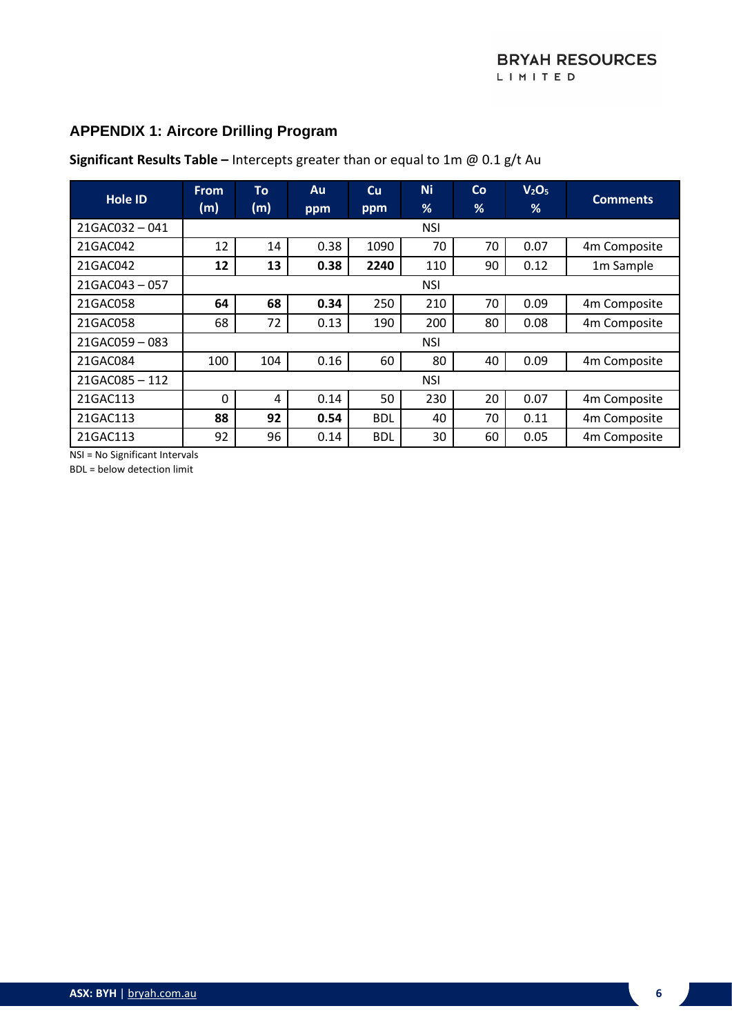## APPENDIX 1: Aircore Drilling Program

**Significant Results Table –** Intercepts greater than or equal to 1m @ 0.1 g/t Au

| Hole ID | From (m) | To (m) | Au ppm | Cu ppm | Ni % | Co % | $V_2O_5$ % | Comments |
|---|---|---|---|---|---|---|---|---|
| 21GAC032 – 041 | | | | NSI | | | | |
| 21GAC042 | 12 | 14 | 0.38 | 1090 | 70 | 70 | 0.07 | 4m Composite |
| 21GAC042 | **12** | **13** | **0.38** | **2240** | 110 | 90 | 0.12 | 1m Sample |
| 21GAC043 – 057 | | | | NSI | | | | |
| 21GAC058 | **64** | **68** | **0.34** | 250 | 210 | 70 | 0.09 | 4m Composite |
| 21GAC058 | 68 | 72 | 0.13 | 190 | 200 | 80 | 0.08 | 4m Composite |
| 21GAC059 – 083 | | | | NSI | | | | |
| 21GAC084 | 100 | 104 | 0.16 | 60 | 80 | 40 | 0.09 | 4m Composite |
| 21GAC085 – 112 | | | | NSI | | | | |
| 21GAC113 | 0 | 4 | 0.14 | 50 | 230 | 20 | 0.07 | 4m Composite |
| 21GAC113 | **88** | **92** | **0.54** | BDL | 40 | 70 | 0.11 | 4m Composite |
| 21GAC113 | 92 | 96 | 0.14 | BDL | 30 | 60 | 0.05 | 4m Composite |

NSI = No Significant Intervals

BDL = below detection limit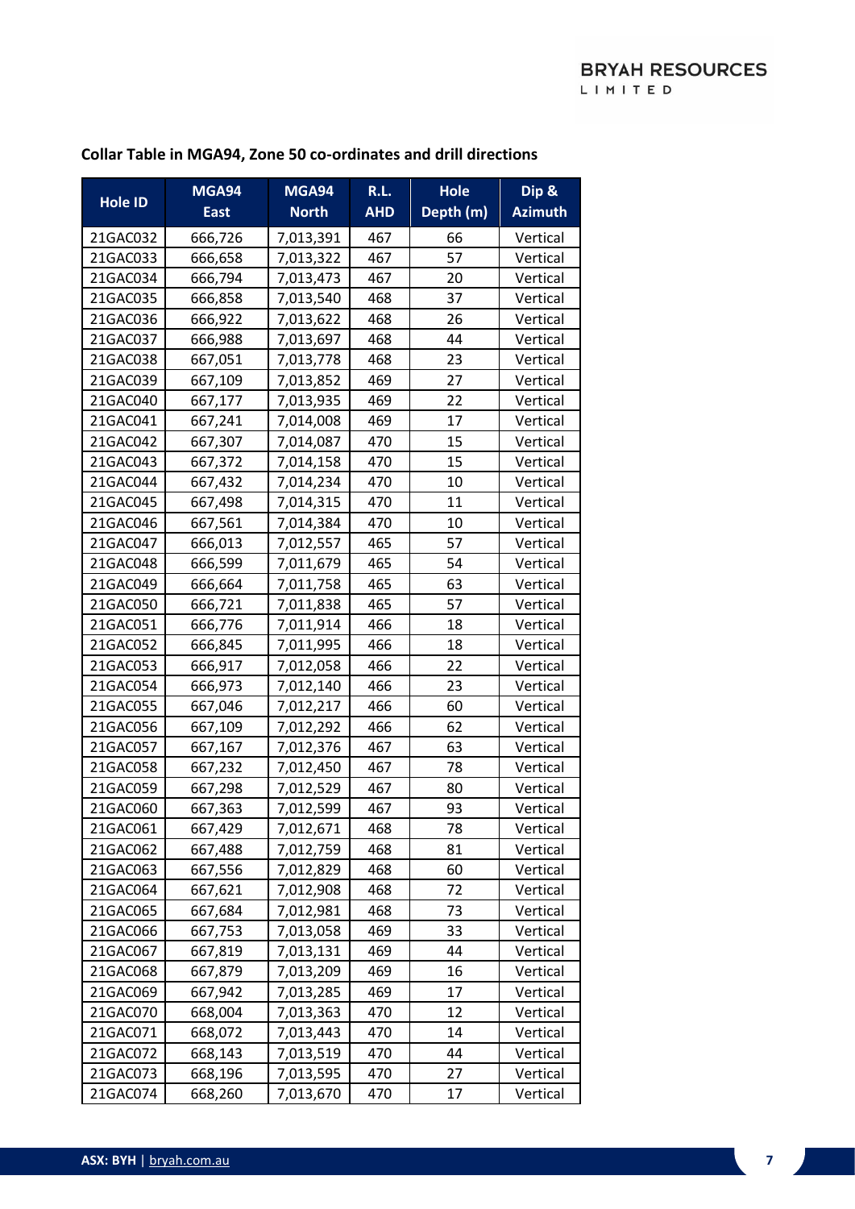**Collar Table in MGA94, Zone 50 co-ordinates and drill directions**

| Hole ID | MGA94 East | MGA94 North | R.L. AHD | Hole Depth (m) | Dip & Azimuth |
|---|---|---|---|---|---|
| 21GAC032 | 666,726 | 7,013,391 | 467 | 66 | Vertical |
| 21GAC033 | 666,658 | 7,013,322 | 467 | 57 | Vertical |
| 21GAC034 | 666,794 | 7,013,473 | 467 | 20 | Vertical |
| 21GAC035 | 666,858 | 7,013,540 | 468 | 37 | Vertical |
| 21GAC036 | 666,922 | 7,013,622 | 468 | 26 | Vertical |
| 21GAC037 | 666,988 | 7,013,697 | 468 | 44 | Vertical |
| 21GAC038 | 667,051 | 7,013,778 | 468 | 23 | Vertical |
| 21GAC039 | 667,109 | 7,013,852 | 469 | 27 | Vertical |
| 21GAC040 | 667,177 | 7,013,935 | 469 | 22 | Vertical |
| 21GAC041 | 667,241 | 7,014,008 | 469 | 17 | Vertical |
| 21GAC042 | 667,307 | 7,014,087 | 470 | 15 | Vertical |
| 21GAC043 | 667,372 | 7,014,158 | 470 | 15 | Vertical |
| 21GAC044 | 667,432 | 7,014,234 | 470 | 10 | Vertical |
| 21GAC045 | 667,498 | 7,014,315 | 470 | 11 | Vertical |
| 21GAC046 | 667,561 | 7,014,384 | 470 | 10 | Vertical |
| 21GAC047 | 666,013 | 7,012,557 | 465 | 57 | Vertical |
| 21GAC048 | 666,599 | 7,011,679 | 465 | 54 | Vertical |
| 21GAC049 | 666,664 | 7,011,758 | 465 | 63 | Vertical |
| 21GAC050 | 666,721 | 7,011,838 | 465 | 57 | Vertical |
| 21GAC051 | 666,776 | 7,011,914 | 466 | 18 | Vertical |
| 21GAC052 | 666,845 | 7,011,995 | 466 | 18 | Vertical |
| 21GAC053 | 666,917 | 7,012,058 | 466 | 22 | Vertical |
| 21GAC054 | 666,973 | 7,012,140 | 466 | 23 | Vertical |
| 21GAC055 | 667,046 | 7,012,217 | 466 | 60 | Vertical |
| 21GAC056 | 667,109 | 7,012,292 | 466 | 62 | Vertical |
| 21GAC057 | 667,167 | 7,012,376 | 467 | 63 | Vertical |
| 21GAC058 | 667,232 | 7,012,450 | 467 | 78 | Vertical |
| 21GAC059 | 667,298 | 7,012,529 | 467 | 80 | Vertical |
| 21GAC060 | 667,363 | 7,012,599 | 467 | 93 | Vertical |
| 21GAC061 | 667,429 | 7,012,671 | 468 | 78 | Vertical |
| 21GAC062 | 667,488 | 7,012,759 | 468 | 81 | Vertical |
| 21GAC063 | 667,556 | 7,012,829 | 468 | 60 | Vertical |
| 21GAC064 | 667,621 | 7,012,908 | 468 | 72 | Vertical |
| 21GAC065 | 667,684 | 7,012,981 | 468 | 73 | Vertical |
| 21GAC066 | 667,753 | 7,013,058 | 469 | 33 | Vertical |
| 21GAC067 | 667,819 | 7,013,131 | 469 | 44 | Vertical |
| 21GAC068 | 667,879 | 7,013,209 | 469 | 16 | Vertical |
| 21GAC069 | 667,942 | 7,013,285 | 469 | 17 | Vertical |
| 21GAC070 | 668,004 | 7,013,363 | 470 | 12 | Vertical |
| 21GAC071 | 668,072 | 7,013,443 | 470 | 14 | Vertical |
| 21GAC072 | 668,143 | 7,013,519 | 470 | 44 | Vertical |
| 21GAC073 | 668,196 | 7,013,595 | 470 | 27 | Vertical |
| 21GAC074 | 668,260 | 7,013,670 | 470 | 17 | Vertical |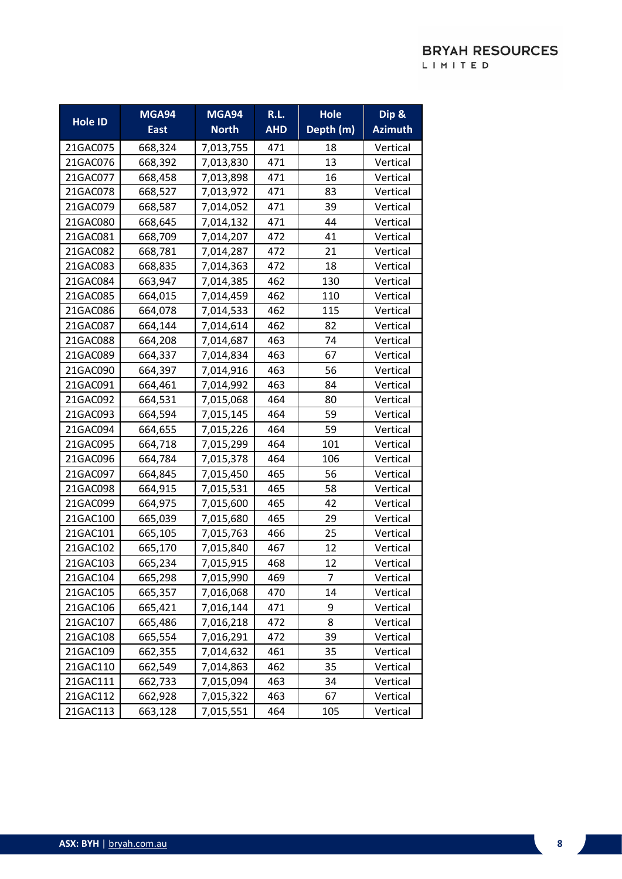| Hole ID | MGA94 East | MGA94 North | R.L. AHD | Hole Depth (m) | Dip & Azimuth |
|---|---|---|---|---|---|
| 21GAC075 | 668,324 | 7,013,755 | 471 | 18 | Vertical |
| 21GAC076 | 668,392 | 7,013,830 | 471 | 13 | Vertical |
| 21GAC077 | 668,458 | 7,013,898 | 471 | 16 | Vertical |
| 21GAC078 | 668,527 | 7,013,972 | 471 | 83 | Vertical |
| 21GAC079 | 668,587 | 7,014,052 | 471 | 39 | Vertical |
| 21GAC080 | 668,645 | 7,014,132 | 471 | 44 | Vertical |
| 21GAC081 | 668,709 | 7,014,207 | 472 | 41 | Vertical |
| 21GAC082 | 668,781 | 7,014,287 | 472 | 21 | Vertical |
| 21GAC083 | 668,835 | 7,014,363 | 472 | 18 | Vertical |
| 21GAC084 | 663,947 | 7,014,385 | 462 | 130 | Vertical |
| 21GAC085 | 664,015 | 7,014,459 | 462 | 110 | Vertical |
| 21GAC086 | 664,078 | 7,014,533 | 462 | 115 | Vertical |
| 21GAC087 | 664,144 | 7,014,614 | 462 | 82 | Vertical |
| 21GAC088 | 664,208 | 7,014,687 | 463 | 74 | Vertical |
| 21GAC089 | 664,337 | 7,014,834 | 463 | 67 | Vertical |
| 21GAC090 | 664,397 | 7,014,916 | 463 | 56 | Vertical |
| 21GAC091 | 664,461 | 7,014,992 | 463 | 84 | Vertical |
| 21GAC092 | 664,531 | 7,015,068 | 464 | 80 | Vertical |
| 21GAC093 | 664,594 | 7,015,145 | 464 | 59 | Vertical |
| 21GAC094 | 664,655 | 7,015,226 | 464 | 59 | Vertical |
| 21GAC095 | 664,718 | 7,015,299 | 464 | 101 | Vertical |
| 21GAC096 | 664,784 | 7,015,378 | 464 | 106 | Vertical |
| 21GAC097 | 664,845 | 7,015,450 | 465 | 56 | Vertical |
| 21GAC098 | 664,915 | 7,015,531 | 465 | 58 | Vertical |
| 21GAC099 | 664,975 | 7,015,600 | 465 | 42 | Vertical |
| 21GAC100 | 665,039 | 7,015,680 | 465 | 29 | Vertical |
| 21GAC101 | 665,105 | 7,015,763 | 466 | 25 | Vertical |
| 21GAC102 | 665,170 | 7,015,840 | 467 | 12 | Vertical |
| 21GAC103 | 665,234 | 7,015,915 | 468 | 12 | Vertical |
| 21GAC104 | 665,298 | 7,015,990 | 469 | 7 | Vertical |
| 21GAC105 | 665,357 | 7,016,068 | 470 | 14 | Vertical |
| 21GAC106 | 665,421 | 7,016,144 | 471 | 9 | Vertical |
| 21GAC107 | 665,486 | 7,016,218 | 472 | 8 | Vertical |
| 21GAC108 | 665,554 | 7,016,291 | 472 | 39 | Vertical |
| 21GAC109 | 662,355 | 7,014,632 | 461 | 35 | Vertical |
| 21GAC110 | 662,549 | 7,014,863 | 462 | 35 | Vertical |
| 21GAC111 | 662,733 | 7,015,094 | 463 | 34 | Vertical |
| 21GAC112 | 662,928 | 7,015,322 | 463 | 67 | Vertical |
| 21GAC113 | 663,128 | 7,015,551 | 464 | 105 | Vertical |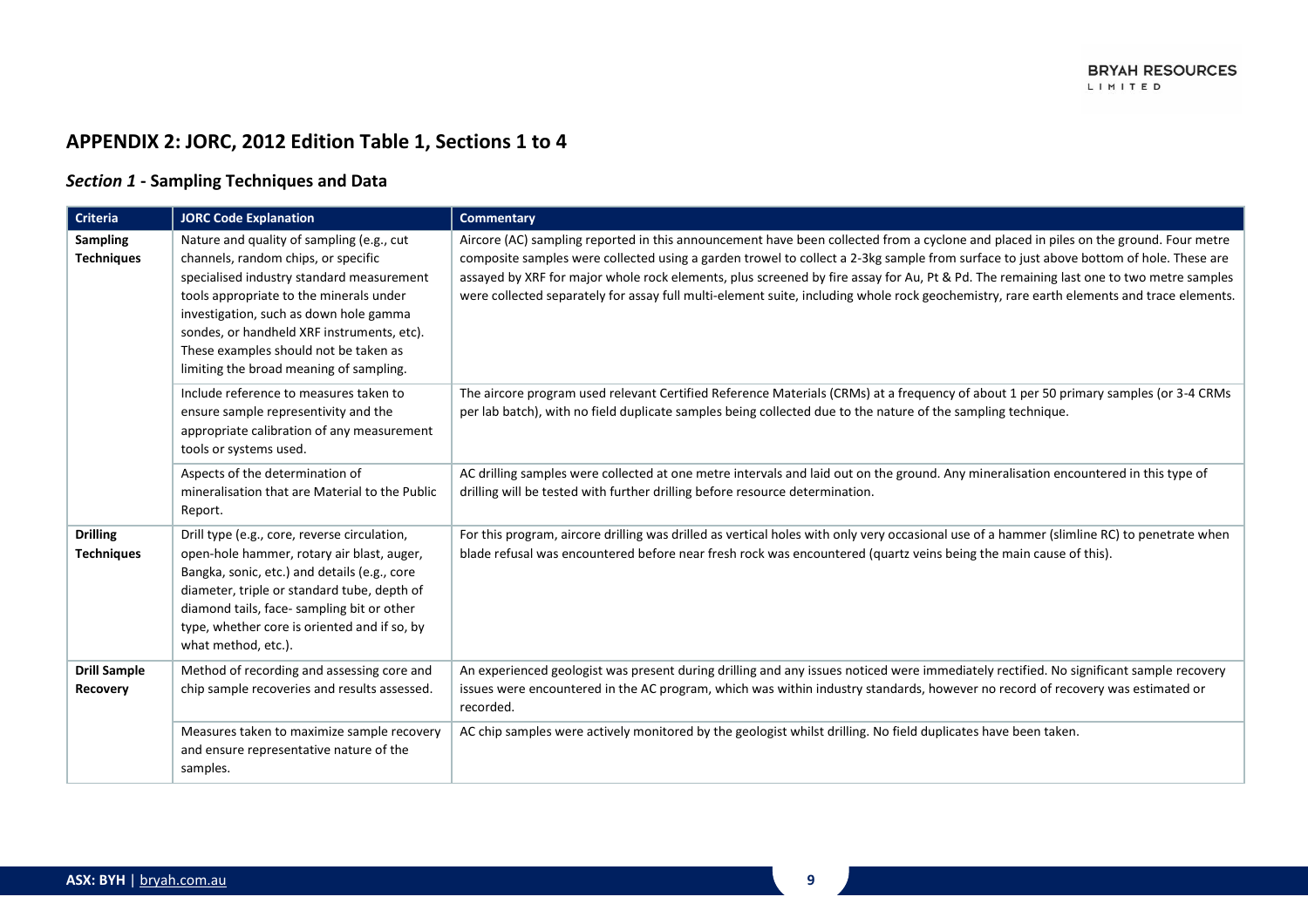## APPENDIX 2: JORC, 2012 Edition Table 1, Sections 1 to 4

### *Section 1* - Sampling Techniques and Data

| Criteria | JORC Code Explanation | Commentary |
|---|---|---|
| **Sampling Techniques** | Nature and quality of sampling (e.g., cut channels, random chips, or specific specialised industry standard measurement tools appropriate to the minerals under investigation, such as down hole gamma sondes, or handheld XRF instruments, etc). These examples should not be taken as limiting the broad meaning of sampling. | Aircore (AC) sampling reported in this announcement have been collected from a cyclone and placed in piles on the ground. Four metre composite samples were collected using a garden trowel to collect a 2-3kg sample from surface to just above bottom of hole. These are assayed by XRF for major whole rock elements, plus screened by fire assay for Au, Pt & Pd. The remaining last one to two metre samples were collected separately for assay full multi-element suite, including whole rock geochemistry, rare earth elements and trace elements. |
| | Include reference to measures taken to ensure sample representivity and the appropriate calibration of any measurement tools or systems used. | The aircore program used relevant Certified Reference Materials (CRMs) at a frequency of about 1 per 50 primary samples (or 3-4 CRMs per lab batch), with no field duplicate samples being collected due to the nature of the sampling technique. |
| | Aspects of the determination of mineralisation that are Material to the Public Report. | AC drilling samples were collected at one metre intervals and laid out on the ground. Any mineralisation encountered in this type of drilling will be tested with further drilling before resource determination. |
| **Drilling Techniques** | Drill type (e.g., core, reverse circulation, open-hole hammer, rotary air blast, auger, Bangka, sonic, etc.) and details (e.g., core diameter, triple or standard tube, depth of diamond tails, face- sampling bit or other type, whether core is oriented and if so, by what method, etc.). | For this program, aircore drilling was drilled as vertical holes with only very occasional use of a hammer (slimline RC) to penetrate when blade refusal was encountered before near fresh rock was encountered (quartz veins being the main cause of this). |
| **Drill Sample Recovery** | Method of recording and assessing core and chip sample recoveries and results assessed. | An experienced geologist was present during drilling and any issues noticed were immediately rectified. No significant sample recovery issues were encountered in the AC program, which was within industry standards, however no record of recovery was estimated or recorded. |
| | Measures taken to maximize sample recovery and ensure representative nature of the samples. | AC chip samples were actively monitored by the geologist whilst drilling. No field duplicates have been taken. |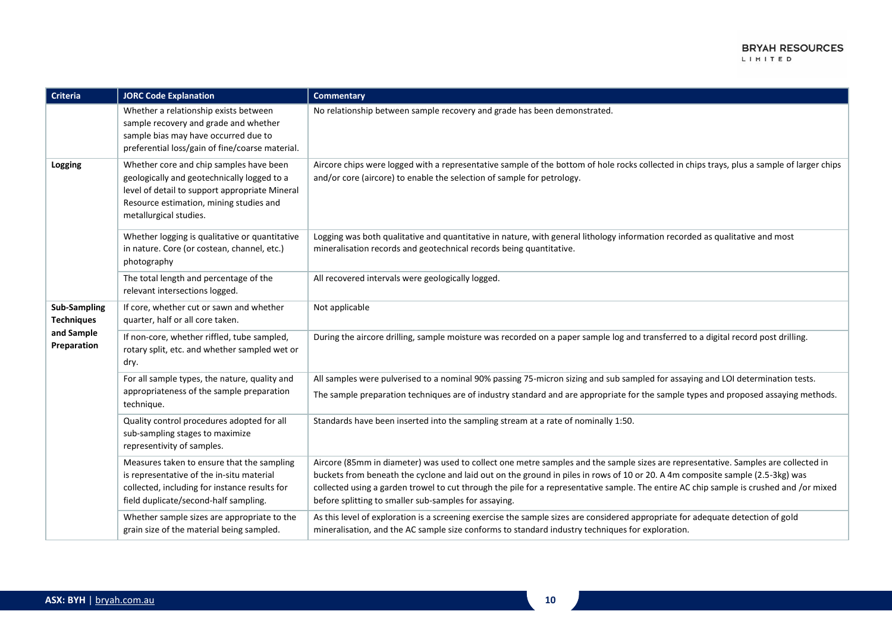| Criteria | JORC Code Explanation | Commentary |
|---|---|---|
| | Whether a relationship exists between sample recovery and grade and whether sample bias may have occurred due to preferential loss/gain of fine/coarse material. | No relationship between sample recovery and grade has been demonstrated. |
| **Logging** | Whether core and chip samples have been geologically and geotechnically logged to a level of detail to support appropriate Mineral Resource estimation, mining studies and metallurgical studies. | Aircore chips were logged with a representative sample of the bottom of hole rocks collected in chips trays, plus a sample of larger chips and/or core (aircore) to enable the selection of sample for petrology. |
| | Whether logging is qualitative or quantitative in nature. Core (or costean, channel, etc.) photography | Logging was both qualitative and quantitative in nature, with general lithology information recorded as qualitative and most mineralisation records and geotechnical records being quantitative. |
| | The total length and percentage of the relevant intersections logged. | All recovered intervals were geologically logged. |
| **Sub-Sampling Techniques and Sample Preparation** | If core, whether cut or sawn and whether quarter, half or all core taken. | Not applicable |
| | If non-core, whether riffled, tube sampled, rotary split, etc. and whether sampled wet or dry. | During the aircore drilling, sample moisture was recorded on a paper sample log and transferred to a digital record post drilling. |
| | For all sample types, the nature, quality and appropriateness of the sample preparation technique. | All samples were pulverised to a nominal 90% passing 75-micron sizing and sub sampled for assaying and LOI determination tests.<br>The sample preparation techniques are of industry standard and are appropriate for the sample types and proposed assaying methods. |
| | Quality control procedures adopted for all sub-sampling stages to maximize representivity of samples. | Standards have been inserted into the sampling stream at a rate of nominally 1:50. |
| | Measures taken to ensure that the sampling is representative of the in-situ material collected, including for instance results for field duplicate/second-half sampling. | Aircore (85mm in diameter) was used to collect one metre samples and the sample sizes are representative. Samples are collected in buckets from beneath the cyclone and laid out on the ground in piles in rows of 10 or 20. A 4m composite sample (2.5-3kg) was collected using a garden trowel to cut through the pile for a representative sample. The entire AC chip sample is crushed and /or mixed before splitting to smaller sub-samples for assaying. |
| | Whether sample sizes are appropriate to the grain size of the material being sampled. | As this level of exploration is a screening exercise the sample sizes are considered appropriate for adequate detection of gold mineralisation, and the AC sample size conforms to standard industry techniques for exploration. |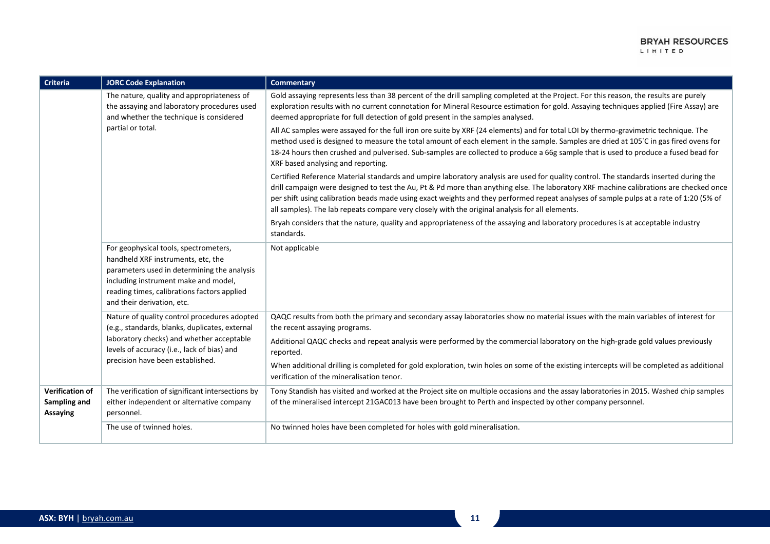| Criteria | JORC Code Explanation | Commentary |
|---|---|---|
| | The nature, quality and appropriateness of the assaying and laboratory procedures used and whether the technique is considered partial or total. | Gold assaying represents less than 38 percent of the drill sampling completed at the Project. For this reason, the results are purely exploration results with no current connotation for Mineral Resource estimation for gold. Assaying techniques applied (Fire Assay) are deemed appropriate for full detection of gold present in the samples analysed.<br><br>All AC samples were assayed for the full iron ore suite by XRF (24 elements) and for total LOI by thermo-gravimetric technique. The method used is designed to measure the total amount of each element in the sample. Samples are dried at 105˚C in gas fired ovens for 18-24 hours then crushed and pulverised. Sub-samples are collected to produce a 66g sample that is used to produce a fused bead for XRF based analysing and reporting.<br><br>Certified Reference Material standards and umpire laboratory analysis are used for quality control. The standards inserted during the drill campaign were designed to test the Au, Pt & Pd more than anything else. The laboratory XRF machine calibrations are checked once per shift using calibration beads made using exact weights and they performed repeat analyses of sample pulps at a rate of 1:20 (5% of all samples). The lab repeats compare very closely with the original analysis for all elements.<br><br>Bryah considers that the nature, quality and appropriateness of the assaying and laboratory procedures is at acceptable industry standards. |
| | For geophysical tools, spectrometers, handheld XRF instruments, etc, the parameters used in determining the analysis including instrument make and model, reading times, calibrations factors applied and their derivation, etc. | Not applicable |
| | Nature of quality control procedures adopted (e.g., standards, blanks, duplicates, external laboratory checks) and whether acceptable levels of accuracy (i.e., lack of bias) and precision have been established. | QAQC results from both the primary and secondary assay laboratories show no material issues with the main variables of interest for the recent assaying programs.<br><br>Additional QAQC checks and repeat analysis were performed by the commercial laboratory on the high-grade gold values previously reported.<br><br>When additional drilling is completed for gold exploration, twin holes on some of the existing intercepts will be completed as additional verification of the mineralisation tenor. |
| **Verification of Sampling and Assaying** | The verification of significant intersections by either independent or alternative company personnel. | Tony Standish has visited and worked at the Project site on multiple occasions and the assay laboratories in 2015. Washed chip samples of the mineralised intercept 21GAC013 have been brought to Perth and inspected by other company personnel. |
| | The use of twinned holes. | No twinned holes have been completed for holes with gold mineralisation. |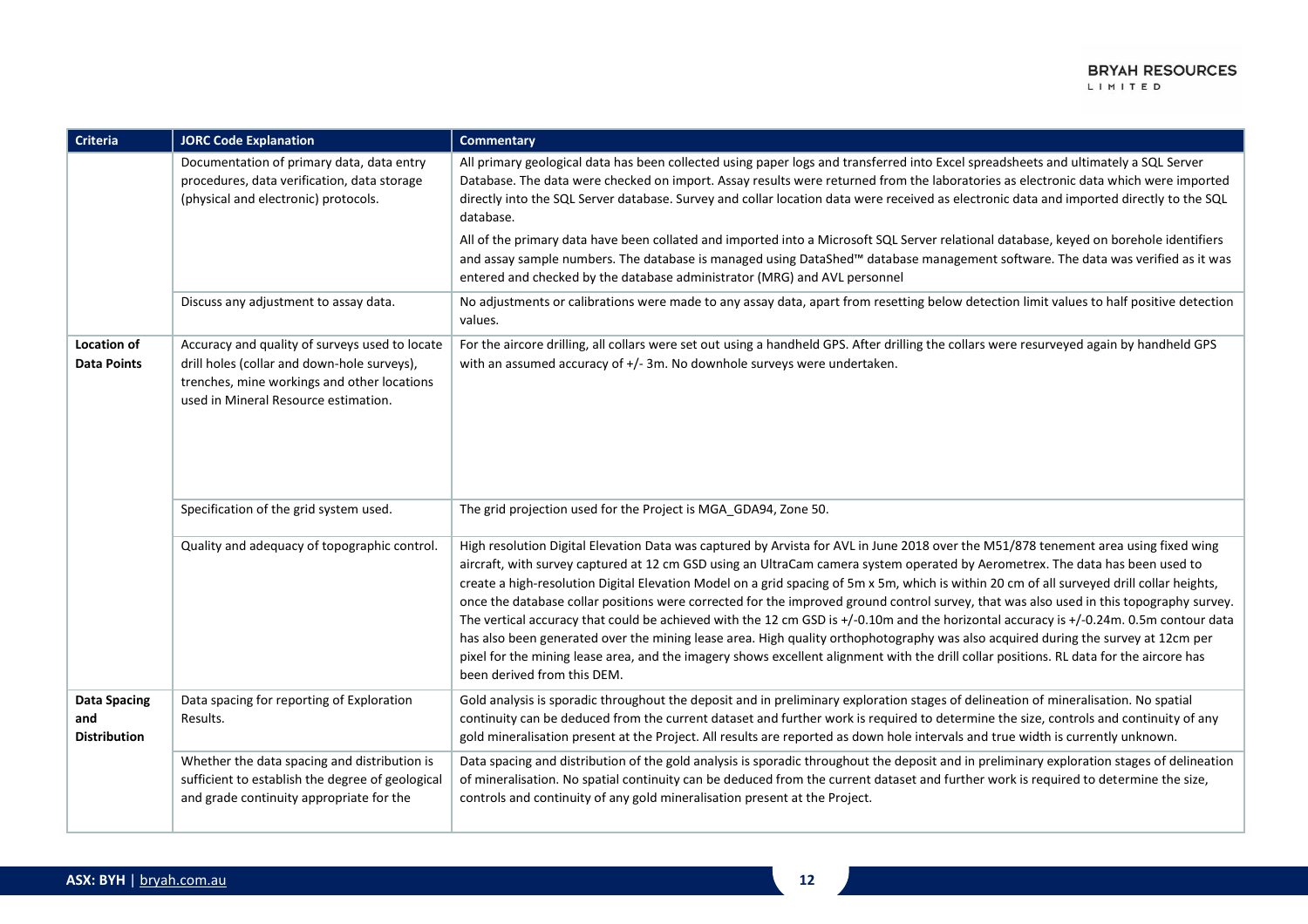| Criteria | JORC Code Explanation | Commentary |
|---|---|---|
| | Documentation of primary data, data entry procedures, data verification, data storage (physical and electronic) protocols. | All primary geological data has been collected using paper logs and transferred into Excel spreadsheets and ultimately a SQL Server Database. The data were checked on import. Assay results were returned from the laboratories as electronic data which were imported directly into the SQL Server database. Survey and collar location data were received as electronic data and imported directly to the SQL database.<br><br>All of the primary data have been collated and imported into a Microsoft SQL Server relational database, keyed on borehole identifiers and assay sample numbers. The database is managed using DataShed™ database management software. The data was verified as it was entered and checked by the database administrator (MRG) and AVL personnel |
| | Discuss any adjustment to assay data. | No adjustments or calibrations were made to any assay data, apart from resetting below detection limit values to half positive detection values. |
| **Location of Data Points** | Accuracy and quality of surveys used to locate drill holes (collar and down-hole surveys), trenches, mine workings and other locations used in Mineral Resource estimation. | For the aircore drilling, all collars were set out using a handheld GPS. After drilling the collars were resurveyed again by handheld GPS with an assumed accuracy of +/- 3m. No downhole surveys were undertaken. |
| | Specification of the grid system used. | The grid projection used for the Project is MGA_GDA94, Zone 50. |
| | Quality and adequacy of topographic control. | High resolution Digital Elevation Data was captured by Arvista for AVL in June 2018 over the M51/878 tenement area using fixed wing aircraft, with survey captured at 12 cm GSD using an UltraCam camera system operated by Aerometrex. The data has been used to create a high-resolution Digital Elevation Model on a grid spacing of 5m x 5m, which is within 20 cm of all surveyed drill collar heights, once the database collar positions were corrected for the improved ground control survey, that was also used in this topography survey. The vertical accuracy that could be achieved with the 12 cm GSD is +/-0.10m and the horizontal accuracy is +/-0.24m. 0.5m contour data has also been generated over the mining lease area. High quality orthophotography was also acquired during the survey at 12cm per pixel for the mining lease area, and the imagery shows excellent alignment with the drill collar positions. RL data for the aircore has been derived from this DEM. |
| **Data Spacing and Distribution** | Data spacing for reporting of Exploration Results. | Gold analysis is sporadic throughout the deposit and in preliminary exploration stages of delineation of mineralisation. No spatial continuity can be deduced from the current dataset and further work is required to determine the size, controls and continuity of any gold mineralisation present at the Project. All results are reported as down hole intervals and true width is currently unknown. |
| | Whether the data spacing and distribution is sufficient to establish the degree of geological and grade continuity appropriate for the | Data spacing and distribution of the gold analysis is sporadic throughout the deposit and in preliminary exploration stages of delineation of mineralisation. No spatial continuity can be deduced from the current dataset and further work is required to determine the size, controls and continuity of any gold mineralisation present at the Project. |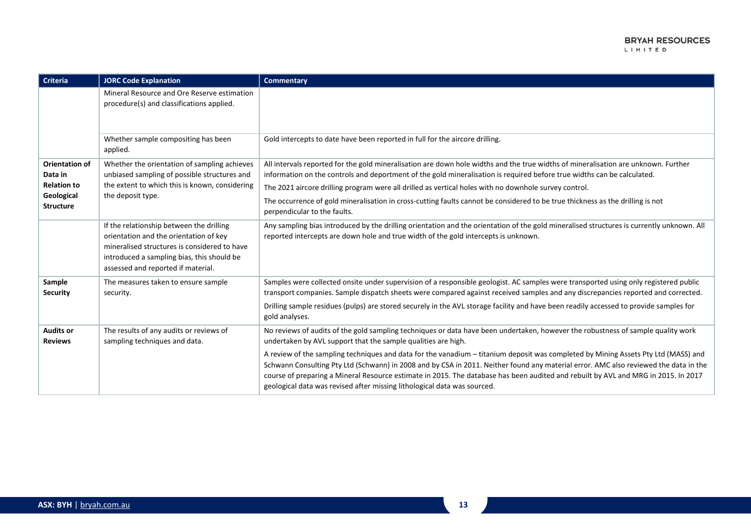| Criteria | JORC Code Explanation | Commentary |
|---|---|---|
| | Mineral Resource and Ore Reserve estimation procedure(s) and classifications applied. | |
| | Whether sample compositing has been applied. | Gold intercepts to date have been reported in full for the aircore drilling. |
| **Orientation of Data in Relation to Geological Structure** | Whether the orientation of sampling achieves unbiased sampling of possible structures and the extent to which this is known, considering the deposit type. | All intervals reported for the gold mineralisation are down hole widths and the true widths of mineralisation are unknown. Further information on the controls and deportment of the gold mineralisation is required before true widths can be calculated.<br>The 2021 aircore drilling program were all drilled as vertical holes with no downhole survey control.<br>The occurrence of gold mineralisation in cross-cutting faults cannot be considered to be true thickness as the drilling is not perpendicular to the faults. |
| | If the relationship between the drilling orientation and the orientation of key mineralised structures is considered to have introduced a sampling bias, this should be assessed and reported if material. | Any sampling bias introduced by the drilling orientation and the orientation of the gold mineralised structures is currently unknown. All reported intercepts are down hole and true width of the gold intercepts is unknown. |
| **Sample Security** | The measures taken to ensure sample security. | Samples were collected onsite under supervision of a responsible geologist. AC samples were transported using only registered public transport companies. Sample dispatch sheets were compared against received samples and any discrepancies reported and corrected.<br>Drilling sample residues (pulps) are stored securely in the AVL storage facility and have been readily accessed to provide samples for gold analyses. |
| **Audits or Reviews** | The results of any audits or reviews of sampling techniques and data. | No reviews of audits of the gold sampling techniques or data have been undertaken, however the robustness of sample quality work undertaken by AVL support that the sample qualities are high.<br>A review of the sampling techniques and data for the vanadium – titanium deposit was completed by Mining Assets Pty Ltd (MASS) and Schwann Consulting Pty Ltd (Schwann) in 2008 and by CSA in 2011. Neither found any material error. AMC also reviewed the data in the course of preparing a Mineral Resource estimate in 2015. The database has been audited and rebuilt by AVL and MRG in 2015. In 2017 geological data was revised after missing lithological data was sourced. |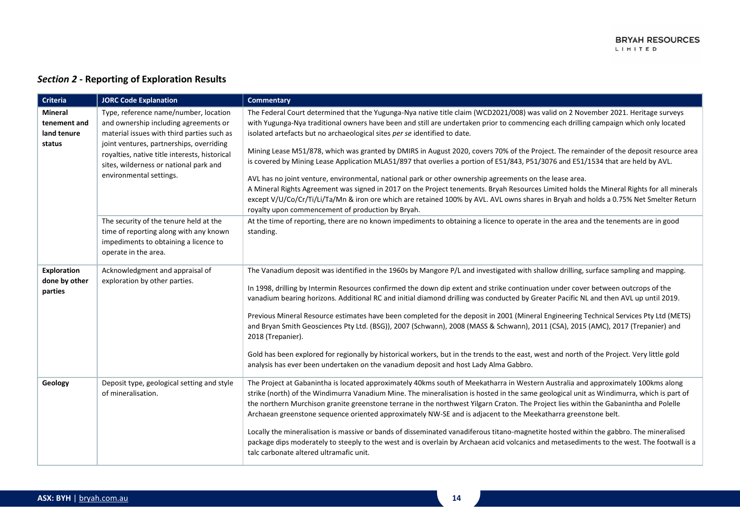## *Section 2* - Reporting of Exploration Results

| Criteria | JORC Code Explanation | Commentary |
|---|---|---|
| **Mineral tenement and land tenure status** | Type, reference name/number, location and ownership including agreements or material issues with third parties such as joint ventures, partnerships, overriding royalties, native title interests, historical sites, wilderness or national park and environmental settings. | The Federal Court determined that the Yugunga-Nya native title claim (WCD2021/008) was valid on 2 November 2021. Heritage surveys with Yugunga-Nya traditional owners have been and still are undertaken prior to commencing each drilling campaign which only located isolated artefacts but no archaeological sites *per se* identified to date.<br><br>Mining Lease M51/878, which was granted by DMIRS in August 2020, covers 70% of the Project. The remainder of the deposit resource area is covered by Mining Lease Application MLA51/897 that overlies a portion of E51/843, P51/3076 and E51/1534 that are held by AVL.<br><br>AVL has no joint venture, environmental, national park or other ownership agreements on the lease area.<br>A Mineral Rights Agreement was signed in 2017 on the Project tenements. Bryah Resources Limited holds the Mineral Rights for all minerals except V/U/Co/Cr/Ti/Li/Ta/Mn & iron ore which are retained 100% by AVL. AVL owns shares in Bryah and holds a 0.75% Net Smelter Return royalty upon commencement of production by Bryah. |
| | The security of the tenure held at the time of reporting along with any known impediments to obtaining a licence to operate in the area. | At the time of reporting, there are no known impediments to obtaining a licence to operate in the area and the tenements are in good standing. |
| **Exploration done by other parties** | Acknowledgment and appraisal of exploration by other parties. | The Vanadium deposit was identified in the 1960s by Mangore P/L and investigated with shallow drilling, surface sampling and mapping.<br><br>In 1998, drilling by Intermin Resources confirmed the down dip extent and strike continuation under cover between outcrops of the vanadium bearing horizons. Additional RC and initial diamond drilling was conducted by Greater Pacific NL and then AVL up until 2019.<br><br>Previous Mineral Resource estimates have been completed for the deposit in 2001 (Mineral Engineering Technical Services Pty Ltd (METS) and Bryan Smith Geosciences Pty Ltd. (BSG)), 2007 (Schwann), 2008 (MASS & Schwann), 2011 (CSA), 2015 (AMC), 2017 (Trepanier) and 2018 (Trepanier).<br><br>Gold has been explored for regionally by historical workers, but in the trends to the east, west and north of the Project. Very little gold analysis has ever been undertaken on the vanadium deposit and host Lady Alma Gabbro. |
| **Geology** | Deposit type, geological setting and style of mineralisation. | The Project at Gabanintha is located approximately 40kms south of Meekatharra in Western Australia and approximately 100kms along strike (north) of the Windimurra Vanadium Mine. The mineralisation is hosted in the same geological unit as Windimurra, which is part of the northern Murchison granite greenstone terrane in the northwest Yilgarn Craton. The Project lies within the Gabanintha and Polelle Archaean greenstone sequence oriented approximately NW-SE and is adjacent to the Meekatharra greenstone belt.<br><br>Locally the mineralisation is massive or bands of disseminated vanadiferous titano-magnetite hosted within the gabbro. The mineralised package dips moderately to steeply to the west and is overlain by Archaean acid volcanics and metasediments to the west. The footwall is a talc carbonate altered ultramafic unit. |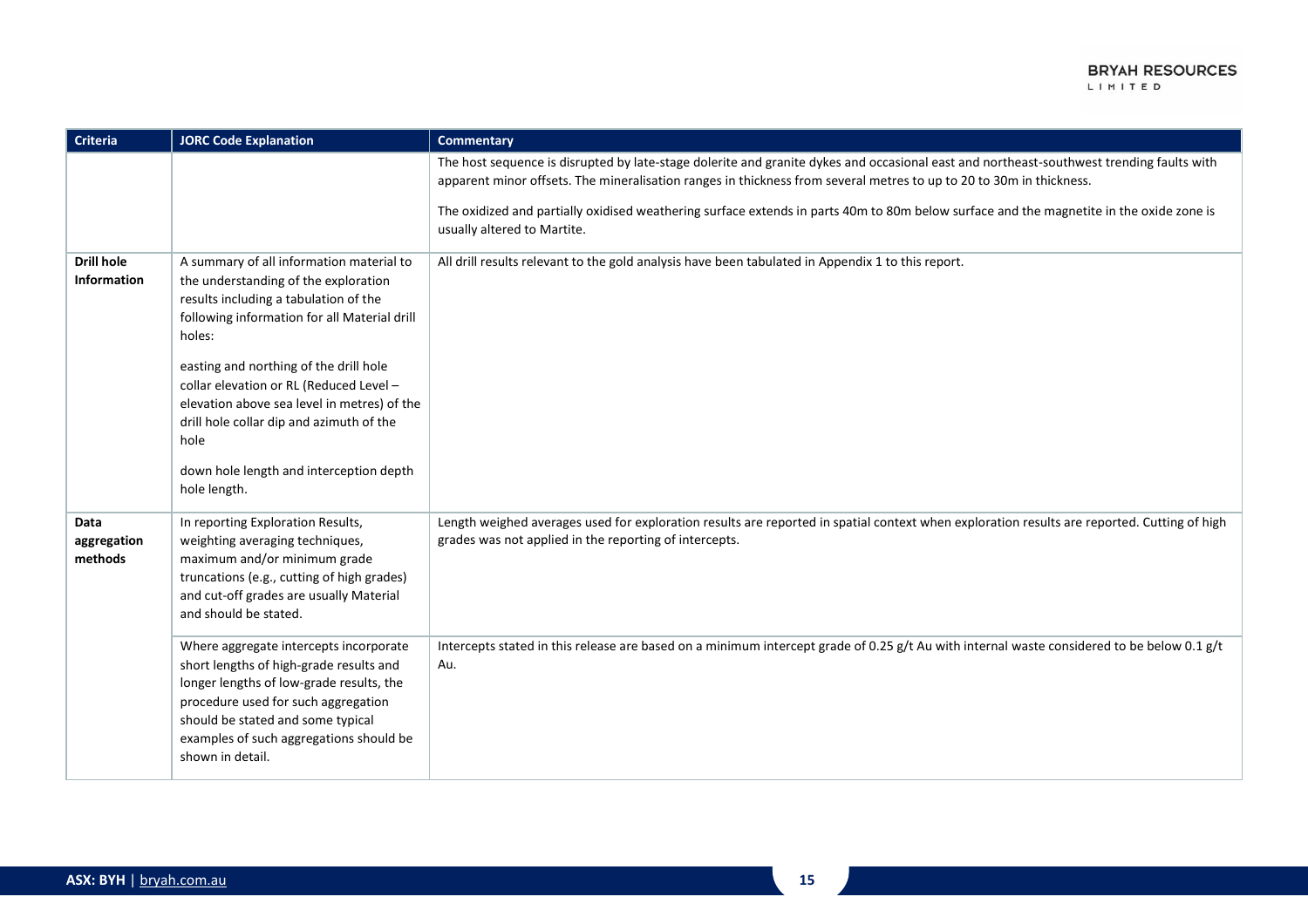| Criteria | JORC Code Explanation | Commentary |
|---|---|---|
| | | The host sequence is disrupted by late-stage dolerite and granite dykes and occasional east and northeast-southwest trending faults with apparent minor offsets. The mineralisation ranges in thickness from several metres to up to 20 to 30m in thickness.<br><br>The oxidized and partially oxidised weathering surface extends in parts 40m to 80m below surface and the magnetite in the oxide zone is usually altered to Martite. |
| **Drill hole Information** | A summary of all information material to the understanding of the exploration results including a tabulation of the following information for all Material drill holes:<br><br>easting and northing of the drill hole collar elevation or RL (Reduced Level – elevation above sea level in metres) of the drill hole collar dip and azimuth of the hole<br><br>down hole length and interception depth hole length. | All drill results relevant to the gold analysis have been tabulated in Appendix 1 to this report. |
| **Data aggregation methods** | In reporting Exploration Results, weighting averaging techniques, maximum and/or minimum grade truncations (e.g., cutting of high grades) and cut-off grades are usually Material and should be stated. | Length weighed averages used for exploration results are reported in spatial context when exploration results are reported. Cutting of high grades was not applied in the reporting of intercepts. |
| | Where aggregate intercepts incorporate short lengths of high-grade results and longer lengths of low-grade results, the procedure used for such aggregation should be stated and some typical examples of such aggregations should be shown in detail. | Intercepts stated in this release are based on a minimum intercept grade of 0.25 g/t Au with internal waste considered to be below 0.1 g/t Au. |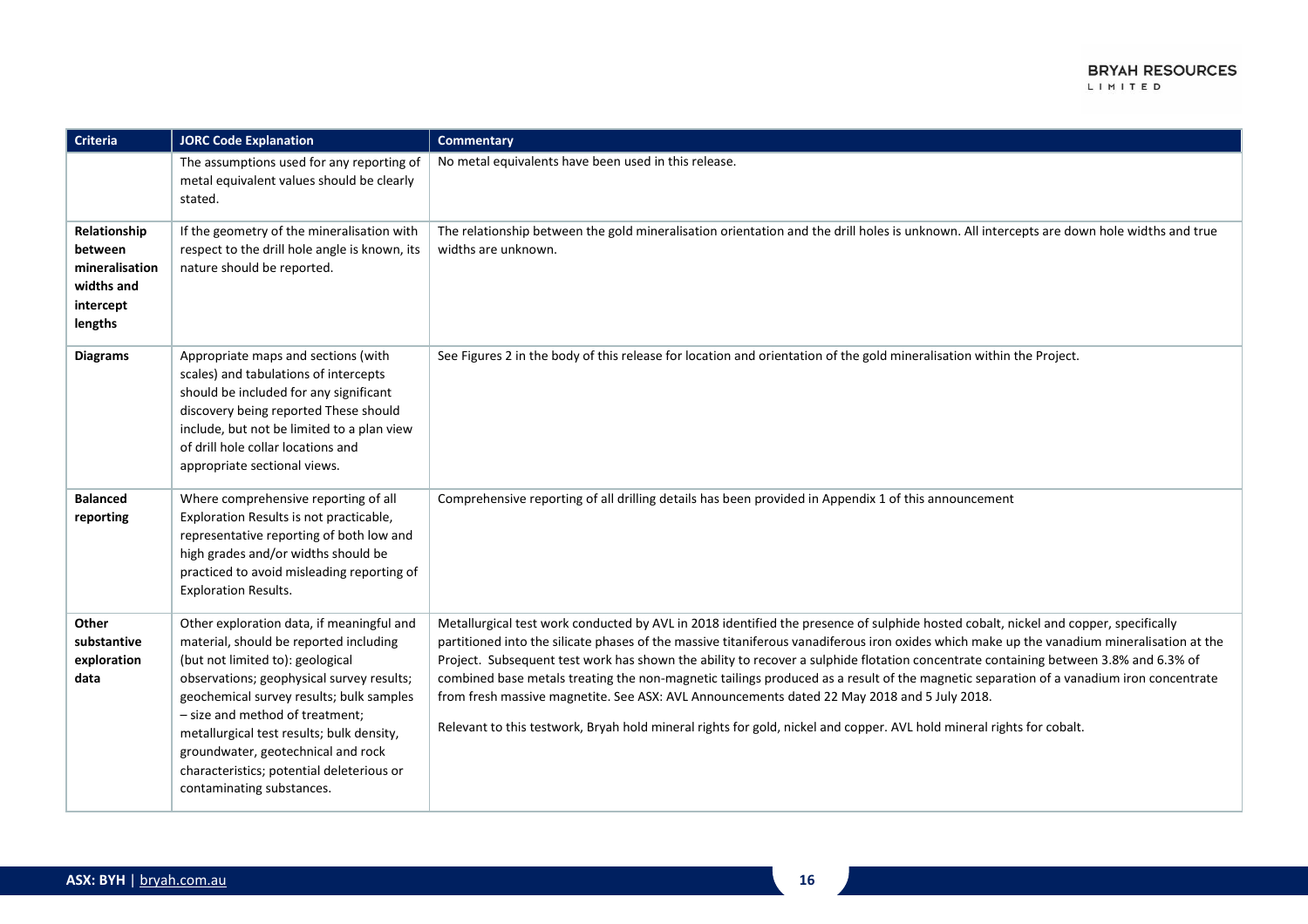| Criteria | JORC Code Explanation | Commentary |
|---|---|---|
| | The assumptions used for any reporting of metal equivalent values should be clearly stated. | No metal equivalents have been used in this release. |
| **Relationship between mineralisation widths and intercept lengths** | If the geometry of the mineralisation with respect to the drill hole angle is known, its nature should be reported. | The relationship between the gold mineralisation orientation and the drill holes is unknown. All intercepts are down hole widths and true widths are unknown. |
| **Diagrams** | Appropriate maps and sections (with scales) and tabulations of intercepts should be included for any significant discovery being reported These should include, but not be limited to a plan view of drill hole collar locations and appropriate sectional views. | See Figures 2 in the body of this release for location and orientation of the gold mineralisation within the Project. |
| **Balanced reporting** | Where comprehensive reporting of all Exploration Results is not practicable, representative reporting of both low and high grades and/or widths should be practiced to avoid misleading reporting of Exploration Results. | Comprehensive reporting of all drilling details has been provided in Appendix 1 of this announcement |
| **Other substantive exploration data** | Other exploration data, if meaningful and material, should be reported including (but not limited to): geological observations; geophysical survey results; geochemical survey results; bulk samples – size and method of treatment; metallurgical test results; bulk density, groundwater, geotechnical and rock characteristics; potential deleterious or contaminating substances. | Metallurgical test work conducted by AVL in 2018 identified the presence of sulphide hosted cobalt, nickel and copper, specifically partitioned into the silicate phases of the massive titaniferous vanadiferous iron oxides which make up the vanadium mineralisation at the Project. Subsequent test work has shown the ability to recover a sulphide flotation concentrate containing between 3.8% and 6.3% of combined base metals treating the non-magnetic tailings produced as a result of the magnetic separation of a vanadium iron concentrate from fresh massive magnetite. See ASX: AVL Announcements dated 22 May 2018 and 5 July 2018.<br><br>Relevant to this testwork, Bryah hold mineral rights for gold, nickel and copper. AVL hold mineral rights for cobalt. |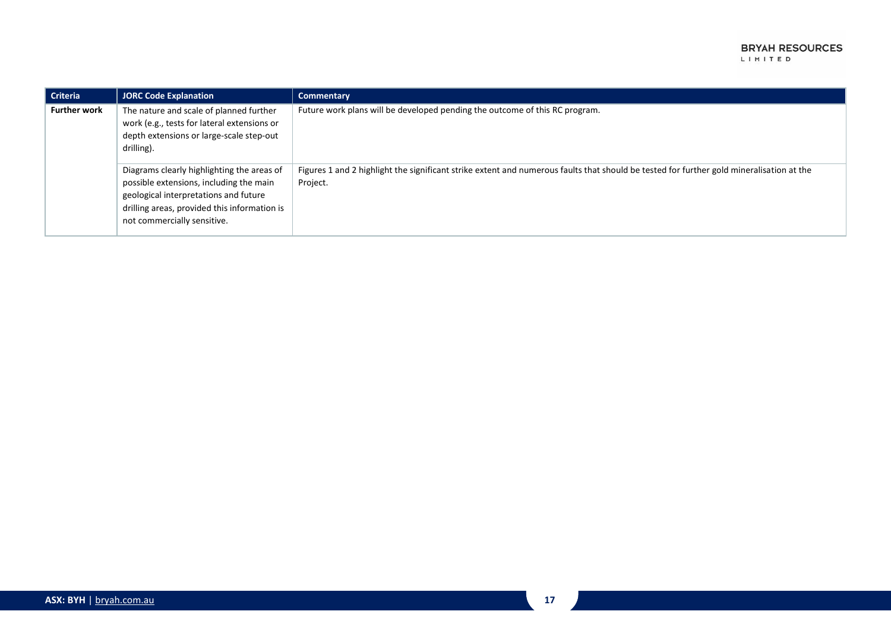| Criteria | JORC Code Explanation | Commentary |
|---|---|---|
| **Further work** | The nature and scale of planned further work (e.g., tests for lateral extensions or depth extensions or large-scale step-out drilling). | Future work plans will be developed pending the outcome of this RC program. |
| | Diagrams clearly highlighting the areas of possible extensions, including the main geological interpretations and future drilling areas, provided this information is not commercially sensitive. | Figures 1 and 2 highlight the significant strike extent and numerous faults that should be tested for further gold mineralisation at the Project. |